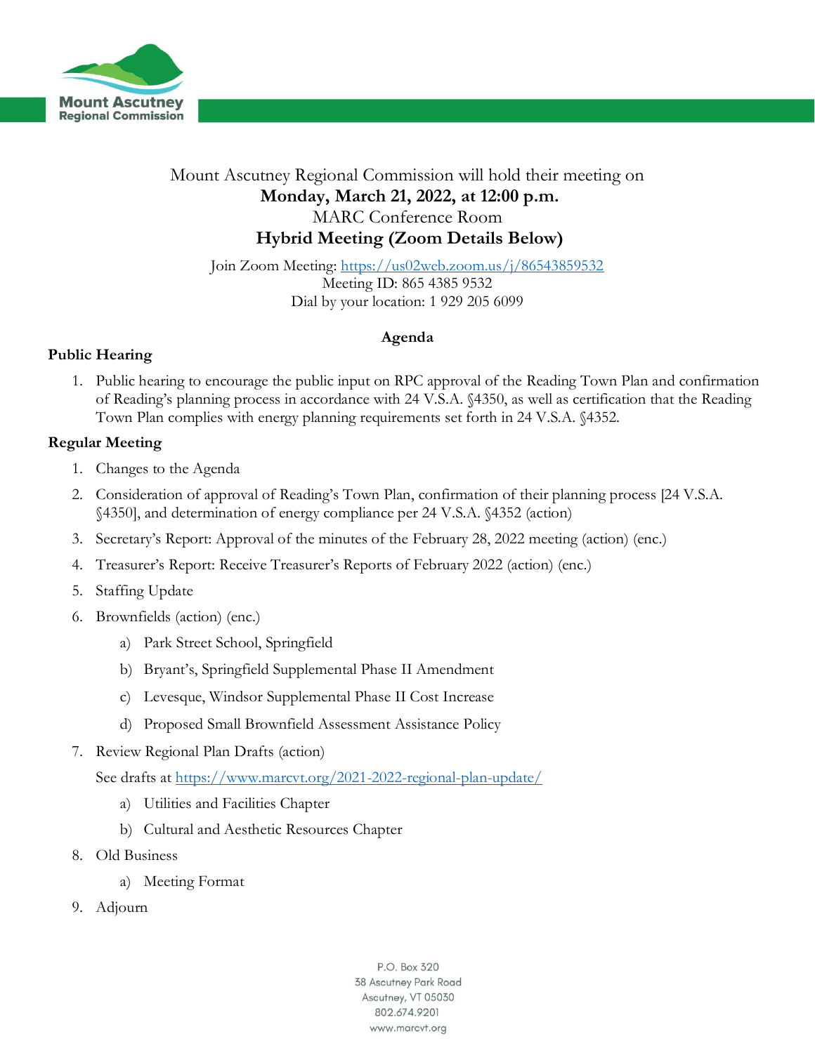Mount Ascutney Regional Commission

Mount Ascutney Regional Commission will hold their meeting on

**Monday, March 21, 2022, at 12:00 p.m.**

MARC Conference Room

**Hybrid Meeting (Zoom Details Below)**

Join Zoom Meeting: https://us02web.zoom.us/j/86543859532

Meeting ID: 865 4385 9532

Dial by your location: 1 929 205 6099

**Agenda**

**Public Hearing**

1. Public hearing to encourage the public input on RPC approval of the Reading Town Plan and confirmation of Reading's planning process in accordance with 24 V.S.A. §4350, as well as certification that the Reading Town Plan complies with energy planning requirements set forth in 24 V.S.A. §4352.

**Regular Meeting**

1. Changes to the Agenda
2. Consideration of approval of Reading's Town Plan, confirmation of their planning process [24 V.S.A. §4350], and determination of energy compliance per 24 V.S.A. §4352 (action)
3. Secretary's Report: Approval of the minutes of the February 28, 2022 meeting (action) (enc.)
4. Treasurer's Report: Receive Treasurer's Reports of February 2022 (action) (enc.)
5. Staffing Update
6. Brownfields (action) (enc.)
   a) Park Street School, Springfield
   b) Bryant's, Springfield Supplemental Phase II Amendment
   c) Levesque, Windsor Supplemental Phase II Cost Increase
   d) Proposed Small Brownfield Assessment Assistance Policy
7. Review Regional Plan Drafts (action)

   See drafts at https://www.marcvt.org/2021-2022-regional-plan-update/
   a) Utilities and Facilities Chapter
   b) Cultural and Aesthetic Resources Chapter
8. Old Business
   a) Meeting Format
9. Adjourn

P.O. Box 320
38 Ascutney Park Road
Ascutney, VT 05030
802.674.9201
www.marcvt.org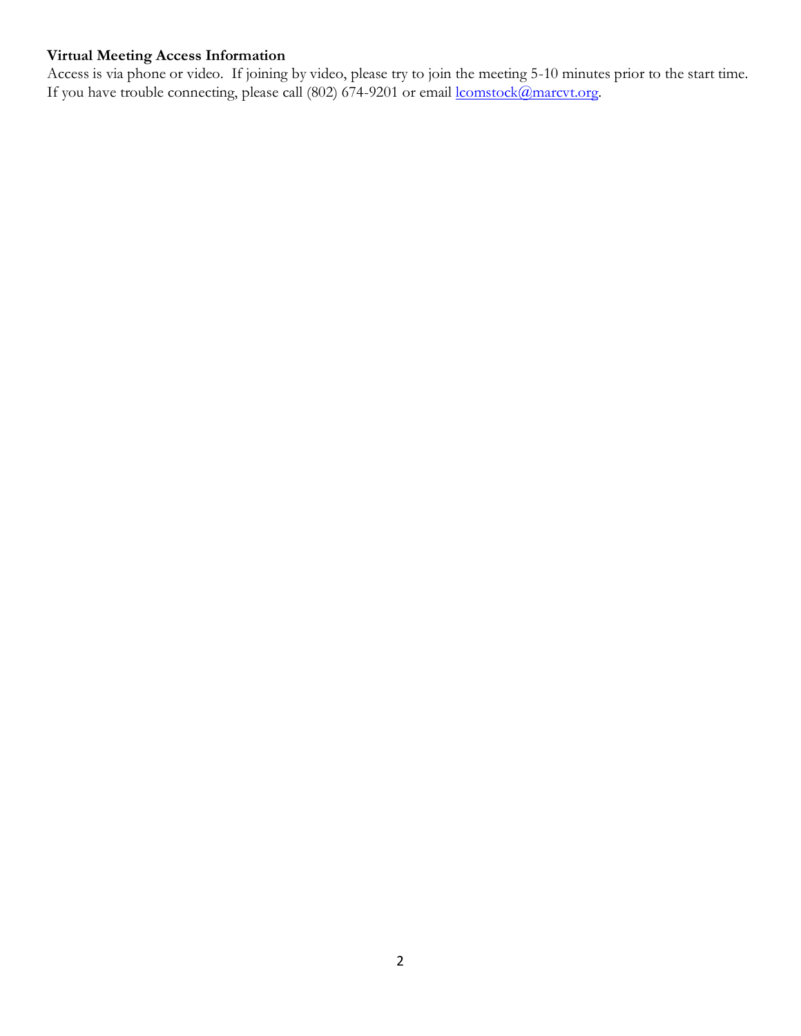**Virtual Meeting Access Information**

Access is via phone or video. If joining by video, please try to join the meeting 5-10 minutes prior to the start time. If you have trouble connecting, please call (802) 674-9201 or email lcomstock@marcvt.org.